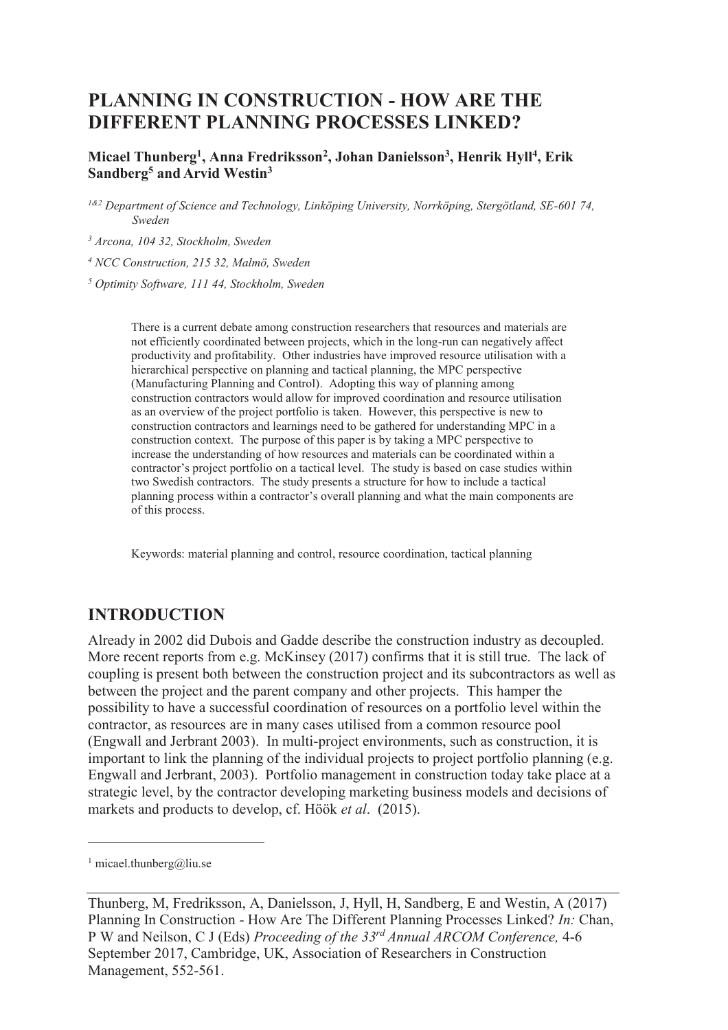# PLANNING IN CONSTRUCTION - HOW ARE THE DIFFERENT PLANNING PROCESSES LINKED?

**Micael Thunberg[1], Anna Fredriksson[2], Johan Danielsson[3], Henrik Hyll[4], Erik Sandberg[5] and Arvid Westin[3]**

*[1&2] Department of Science and Technology, Linköping University, Norrköping, Stergötland, SE-601 74, Sweden*

*[3] Arcona, 104 32, Stockholm, Sweden*

*[4] NCC Construction, 215 32, Malmö, Sweden*

*[5] Optimity Software, 111 44, Stockholm, Sweden*

There is a current debate among construction researchers that resources and materials are not efficiently coordinated between projects, which in the long-run can negatively affect productivity and profitability. Other industries have improved resource utilisation with a hierarchical perspective on planning and tactical planning, the MPC perspective (Manufacturing Planning and Control). Adopting this way of planning among construction contractors would allow for improved coordination and resource utilisation as an overview of the project portfolio is taken. However, this perspective is new to construction contractors and learnings need to be gathered for understanding MPC in a construction context. The purpose of this paper is by taking a MPC perspective to increase the understanding of how resources and materials can be coordinated within a contractor's project portfolio on a tactical level. The study is based on case studies within two Swedish contractors. The study presents a structure for how to include a tactical planning process within a contractor's overall planning and what the main components are of this process.

Keywords: material planning and control, resource coordination, tactical planning

## INTRODUCTION

Already in 2002 did Dubois and Gadde describe the construction industry as decoupled. More recent reports from e.g. McKinsey (2017) confirms that it is still true. The lack of coupling is present both between the construction project and its subcontractors as well as between the project and the parent company and other projects. This hamper the possibility to have a successful coordination of resources on a portfolio level within the contractor, as resources are in many cases utilised from a common resource pool (Engwall and Jerbrant 2003). In multi-project environments, such as construction, it is important to link the planning of the individual projects to project portfolio planning (e.g. Engwall and Jerbrant, 2003). Portfolio management in construction today take place at a strategic level, by the contractor developing marketing business models and decisions of markets and products to develop, cf. Höök *et al*. (2015).

[1] micael.thunberg@liu.se

Thunberg, M, Fredriksson, A, Danielsson, J, Hyll, H, Sandberg, E and Westin, A (2017) Planning In Construction - How Are The Different Planning Processes Linked? *In:* Chan, P W and Neilson, C J (Eds) *Proceeding of the 33rd Annual ARCOM Conference,* 4-6 September 2017, Cambridge, UK, Association of Researchers in Construction Management, 552-561.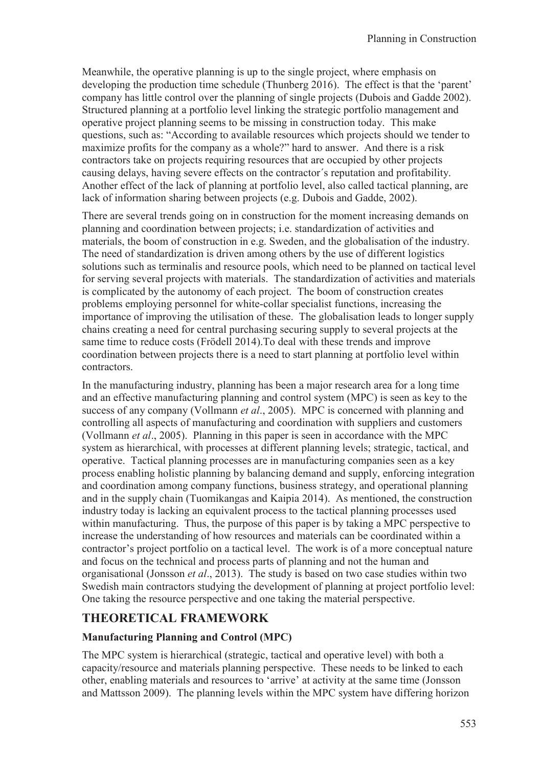Meanwhile, the operative planning is up to the single project, where emphasis on developing the production time schedule (Thunberg 2016). The effect is that the 'parent' company has little control over the planning of single projects (Dubois and Gadde 2002). Structured planning at a portfolio level linking the strategic portfolio management and operative project planning seems to be missing in construction today. This make questions, such as: "According to available resources which projects should we tender to maximize profits for the company as a whole?" hard to answer. And there is a risk contractors take on projects requiring resources that are occupied by other projects causing delays, having severe effects on the contractor´s reputation and profitability. Another effect of the lack of planning at portfolio level, also called tactical planning, are lack of information sharing between projects (e.g. Dubois and Gadde, 2002).

There are several trends going on in construction for the moment increasing demands on planning and coordination between projects; i.e. standardization of activities and materials, the boom of construction in e.g. Sweden, and the globalisation of the industry. The need of standardization is driven among others by the use of different logistics solutions such as terminalis and resource pools, which need to be planned on tactical level for serving several projects with materials. The standardization of activities and materials is complicated by the autonomy of each project. The boom of construction creates problems employing personnel for white-collar specialist functions, increasing the importance of improving the utilisation of these. The globalisation leads to longer supply chains creating a need for central purchasing securing supply to several projects at the same time to reduce costs (Frödell 2014).To deal with these trends and improve coordination between projects there is a need to start planning at portfolio level within contractors.

In the manufacturing industry, planning has been a major research area for a long time and an effective manufacturing planning and control system (MPC) is seen as key to the success of any company (Vollmann *et al*., 2005). MPC is concerned with planning and controlling all aspects of manufacturing and coordination with suppliers and customers (Vollmann *et al*., 2005). Planning in this paper is seen in accordance with the MPC system as hierarchical, with processes at different planning levels; strategic, tactical, and operative. Tactical planning processes are in manufacturing companies seen as a key process enabling holistic planning by balancing demand and supply, enforcing integration and coordination among company functions, business strategy, and operational planning and in the supply chain (Tuomikangas and Kaipia 2014). As mentioned, the construction industry today is lacking an equivalent process to the tactical planning processes used within manufacturing. Thus, the purpose of this paper is by taking a MPC perspective to increase the understanding of how resources and materials can be coordinated within a contractor's project portfolio on a tactical level. The work is of a more conceptual nature and focus on the technical and process parts of planning and not the human and organisational (Jonsson *et al*., 2013). The study is based on two case studies within two Swedish main contractors studying the development of planning at project portfolio level: One taking the resource perspective and one taking the material perspective.

## THEORETICAL FRAMEWORK

### Manufacturing Planning and Control (MPC)

The MPC system is hierarchical (strategic, tactical and operative level) with both a capacity/resource and materials planning perspective. These needs to be linked to each other, enabling materials and resources to 'arrive' at activity at the same time (Jonsson and Mattsson 2009). The planning levels within the MPC system have differing horizon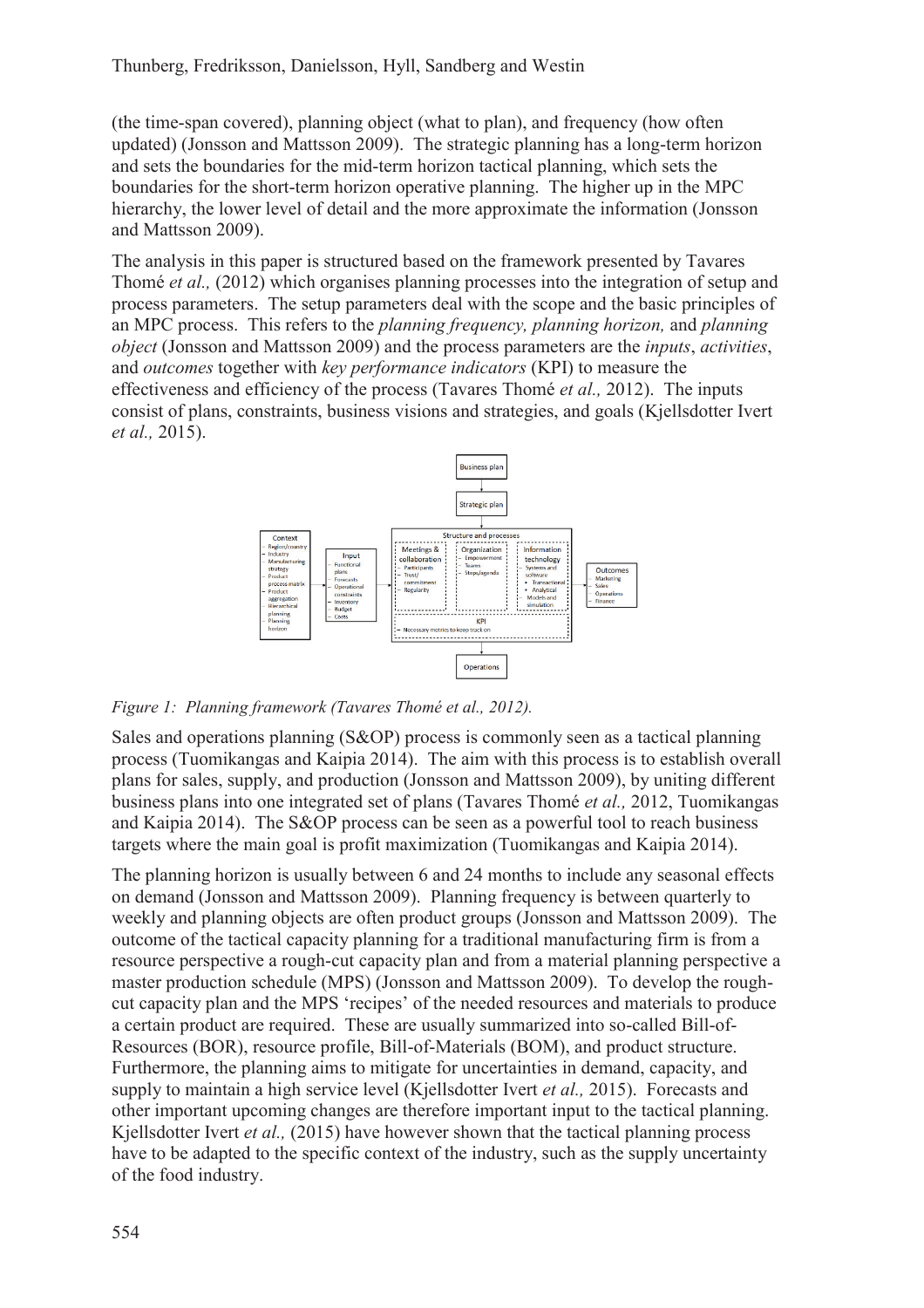(the time-span covered), planning object (what to plan), and frequency (how often updated) (Jonsson and Mattsson 2009). The strategic planning has a long-term horizon and sets the boundaries for the mid-term horizon tactical planning, which sets the boundaries for the short-term horizon operative planning. The higher up in the MPC hierarchy, the lower level of detail and the more approximate the information (Jonsson and Mattsson 2009).

The analysis in this paper is structured based on the framework presented by Tavares Thomé *et al.,* (2012) which organises planning processes into the integration of setup and process parameters. The setup parameters deal with the scope and the basic principles of an MPC process. This refers to the *planning frequency, planning horizon,* and *planning object* (Jonsson and Mattsson 2009) and the process parameters are the *inputs*, *activities*, and *outcomes* together with *key performance indicators* (KPI) to measure the effectiveness and efficiency of the process (Tavares Thomé *et al.,* 2012). The inputs consist of plans, constraints, business visions and strategies, and goals (Kjellsdotter Ivert *et al.,* 2015).

*Figure 1: Planning framework (Tavares Thomé et al., 2012).*

Sales and operations planning (S&OP) process is commonly seen as a tactical planning process (Tuomikangas and Kaipia 2014). The aim with this process is to establish overall plans for sales, supply, and production (Jonsson and Mattsson 2009), by uniting different business plans into one integrated set of plans (Tavares Thomé *et al.,* 2012, Tuomikangas and Kaipia 2014). The S&OP process can be seen as a powerful tool to reach business targets where the main goal is profit maximization (Tuomikangas and Kaipia 2014).

The planning horizon is usually between 6 and 24 months to include any seasonal effects on demand (Jonsson and Mattsson 2009). Planning frequency is between quarterly to weekly and planning objects are often product groups (Jonsson and Mattsson 2009). The outcome of the tactical capacity planning for a traditional manufacturing firm is from a resource perspective a rough-cut capacity plan and from a material planning perspective a master production schedule (MPS) (Jonsson and Mattsson 2009). To develop the rough-cut capacity plan and the MPS 'recipes' of the needed resources and materials to produce a certain product are required. These are usually summarized into so-called Bill-of-Resources (BOR), resource profile, Bill-of-Materials (BOM), and product structure. Furthermore, the planning aims to mitigate for uncertainties in demand, capacity, and supply to maintain a high service level (Kjellsdotter Ivert *et al.,* 2015). Forecasts and other important upcoming changes are therefore important input to the tactical planning. Kjellsdotter Ivert *et al.,* (2015) have however shown that the tactical planning process have to be adapted to the specific context of the industry, such as the supply uncertainty of the food industry.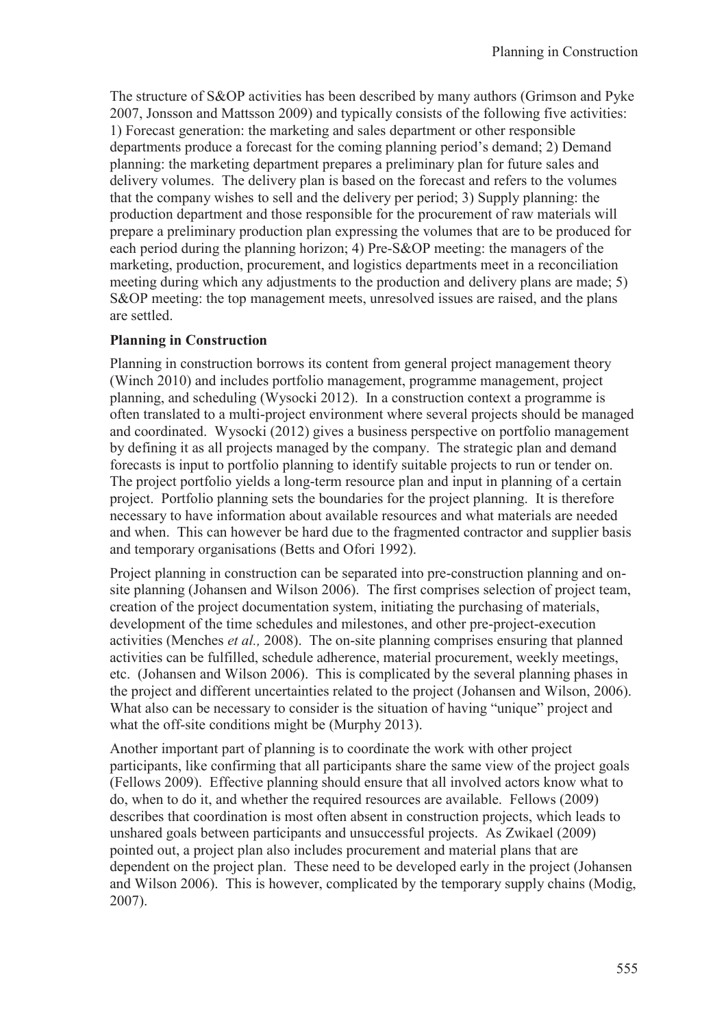The structure of S&OP activities has been described by many authors (Grimson and Pyke 2007, Jonsson and Mattsson 2009) and typically consists of the following five activities: 1) Forecast generation: the marketing and sales department or other responsible departments produce a forecast for the coming planning period's demand; 2) Demand planning: the marketing department prepares a preliminary plan for future sales and delivery volumes. The delivery plan is based on the forecast and refers to the volumes that the company wishes to sell and the delivery per period; 3) Supply planning: the production department and those responsible for the procurement of raw materials will prepare a preliminary production plan expressing the volumes that are to be produced for each period during the planning horizon; 4) Pre-S&OP meeting: the managers of the marketing, production, procurement, and logistics departments meet in a reconciliation meeting during which any adjustments to the production and delivery plans are made; 5) S&OP meeting: the top management meets, unresolved issues are raised, and the plans are settled.

**Planning in Construction**

Planning in construction borrows its content from general project management theory (Winch 2010) and includes portfolio management, programme management, project planning, and scheduling (Wysocki 2012). In a construction context a programme is often translated to a multi-project environment where several projects should be managed and coordinated. Wysocki (2012) gives a business perspective on portfolio management by defining it as all projects managed by the company. The strategic plan and demand forecasts is input to portfolio planning to identify suitable projects to run or tender on. The project portfolio yields a long-term resource plan and input in planning of a certain project. Portfolio planning sets the boundaries for the project planning. It is therefore necessary to have information about available resources and what materials are needed and when. This can however be hard due to the fragmented contractor and supplier basis and temporary organisations (Betts and Ofori 1992).

Project planning in construction can be separated into pre-construction planning and on-site planning (Johansen and Wilson 2006). The first comprises selection of project team, creation of the project documentation system, initiating the purchasing of materials, development of the time schedules and milestones, and other pre-project-execution activities (Menches *et al.,* 2008). The on-site planning comprises ensuring that planned activities can be fulfilled, schedule adherence, material procurement, weekly meetings, etc. (Johansen and Wilson 2006). This is complicated by the several planning phases in the project and different uncertainties related to the project (Johansen and Wilson, 2006). What also can be necessary to consider is the situation of having "unique" project and what the off-site conditions might be (Murphy 2013).

Another important part of planning is to coordinate the work with other project participants, like confirming that all participants share the same view of the project goals (Fellows 2009). Effective planning should ensure that all involved actors know what to do, when to do it, and whether the required resources are available. Fellows (2009) describes that coordination is most often absent in construction projects, which leads to unshared goals between participants and unsuccessful projects. As Zwikael (2009) pointed out, a project plan also includes procurement and material plans that are dependent on the project plan. These need to be developed early in the project (Johansen and Wilson 2006). This is however, complicated by the temporary supply chains (Modig, 2007).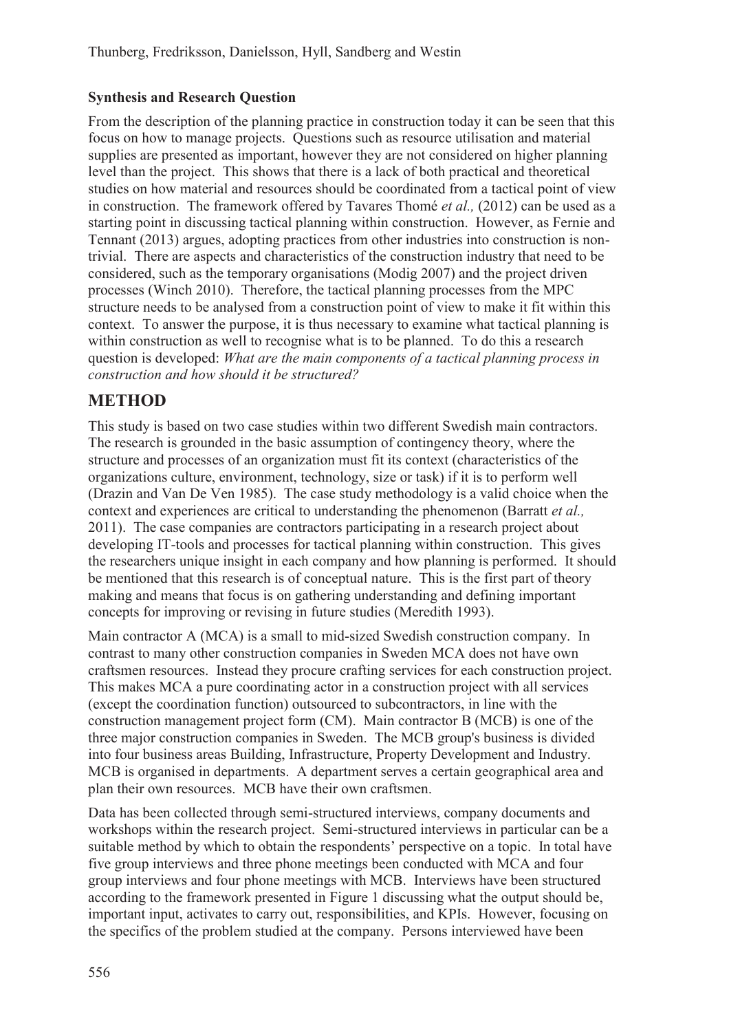**Synthesis and Research Question**

From the description of the planning practice in construction today it can be seen that this focus on how to manage projects. Questions such as resource utilisation and material supplies are presented as important, however they are not considered on higher planning level than the project. This shows that there is a lack of both practical and theoretical studies on how material and resources should be coordinated from a tactical point of view in construction. The framework offered by Tavares Thomé *et al.,* (2012) can be used as a starting point in discussing tactical planning within construction. However, as Fernie and Tennant (2013) argues, adopting practices from other industries into construction is non-trivial. There are aspects and characteristics of the construction industry that need to be considered, such as the temporary organisations (Modig 2007) and the project driven processes (Winch 2010). Therefore, the tactical planning processes from the MPC structure needs to be analysed from a construction point of view to make it fit within this context. To answer the purpose, it is thus necessary to examine what tactical planning is within construction as well to recognise what is to be planned. To do this a research question is developed: *What are the main components of a tactical planning process in construction and how should it be structured?*

# METHOD

This study is based on two case studies within two different Swedish main contractors. The research is grounded in the basic assumption of contingency theory, where the structure and processes of an organization must fit its context (characteristics of the organizations culture, environment, technology, size or task) if it is to perform well (Drazin and Van De Ven 1985). The case study methodology is a valid choice when the context and experiences are critical to understanding the phenomenon (Barratt *et al.,* 2011). The case companies are contractors participating in a research project about developing IT-tools and processes for tactical planning within construction. This gives the researchers unique insight in each company and how planning is performed. It should be mentioned that this research is of conceptual nature. This is the first part of theory making and means that focus is on gathering understanding and defining important concepts for improving or revising in future studies (Meredith 1993).

Main contractor A (MCA) is a small to mid-sized Swedish construction company. In contrast to many other construction companies in Sweden MCA does not have own craftsmen resources. Instead they procure crafting services for each construction project. This makes MCA a pure coordinating actor in a construction project with all services (except the coordination function) outsourced to subcontractors, in line with the construction management project form (CM). Main contractor B (MCB) is one of the three major construction companies in Sweden. The MCB group's business is divided into four business areas Building, Infrastructure, Property Development and Industry. MCB is organised in departments. A department serves a certain geographical area and plan their own resources. MCB have their own craftsmen.

Data has been collected through semi-structured interviews, company documents and workshops within the research project. Semi-structured interviews in particular can be a suitable method by which to obtain the respondents' perspective on a topic. In total have five group interviews and three phone meetings been conducted with MCA and four group interviews and four phone meetings with MCB. Interviews have been structured according to the framework presented in Figure 1 discussing what the output should be, important input, activates to carry out, responsibilities, and KPIs. However, focusing on the specifics of the problem studied at the company. Persons interviewed have been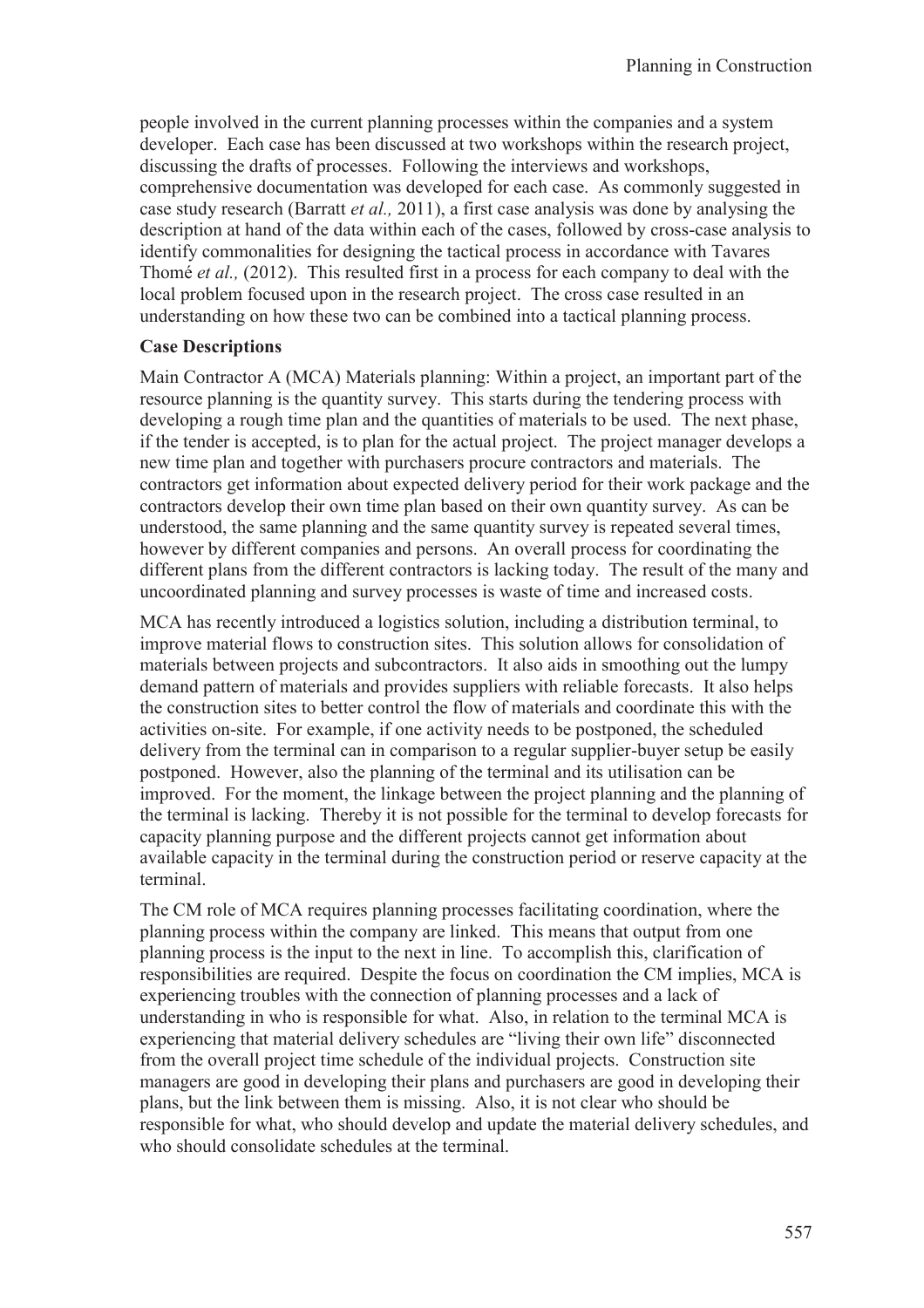people involved in the current planning processes within the companies and a system developer. Each case has been discussed at two workshops within the research project, discussing the drafts of processes. Following the interviews and workshops, comprehensive documentation was developed for each case. As commonly suggested in case study research (Barratt *et al.,* 2011), a first case analysis was done by analysing the description at hand of the data within each of the cases, followed by cross-case analysis to identify commonalities for designing the tactical process in accordance with Tavares Thomé *et al.,* (2012). This resulted first in a process for each company to deal with the local problem focused upon in the research project. The cross case resulted in an understanding on how these two can be combined into a tactical planning process.

**Case Descriptions**

Main Contractor A (MCA) Materials planning: Within a project, an important part of the resource planning is the quantity survey. This starts during the tendering process with developing a rough time plan and the quantities of materials to be used. The next phase, if the tender is accepted, is to plan for the actual project. The project manager develops a new time plan and together with purchasers procure contractors and materials. The contractors get information about expected delivery period for their work package and the contractors develop their own time plan based on their own quantity survey. As can be understood, the same planning and the same quantity survey is repeated several times, however by different companies and persons. An overall process for coordinating the different plans from the different contractors is lacking today. The result of the many and uncoordinated planning and survey processes is waste of time and increased costs.

MCA has recently introduced a logistics solution, including a distribution terminal, to improve material flows to construction sites. This solution allows for consolidation of materials between projects and subcontractors. It also aids in smoothing out the lumpy demand pattern of materials and provides suppliers with reliable forecasts. It also helps the construction sites to better control the flow of materials and coordinate this with the activities on-site. For example, if one activity needs to be postponed, the scheduled delivery from the terminal can in comparison to a regular supplier-buyer setup be easily postponed. However, also the planning of the terminal and its utilisation can be improved. For the moment, the linkage between the project planning and the planning of the terminal is lacking. Thereby it is not possible for the terminal to develop forecasts for capacity planning purpose and the different projects cannot get information about available capacity in the terminal during the construction period or reserve capacity at the terminal.

The CM role of MCA requires planning processes facilitating coordination, where the planning process within the company are linked. This means that output from one planning process is the input to the next in line. To accomplish this, clarification of responsibilities are required. Despite the focus on coordination the CM implies, MCA is experiencing troubles with the connection of planning processes and a lack of understanding in who is responsible for what. Also, in relation to the terminal MCA is experiencing that material delivery schedules are "living their own life" disconnected from the overall project time schedule of the individual projects. Construction site managers are good in developing their plans and purchasers are good in developing their plans, but the link between them is missing. Also, it is not clear who should be responsible for what, who should develop and update the material delivery schedules, and who should consolidate schedules at the terminal.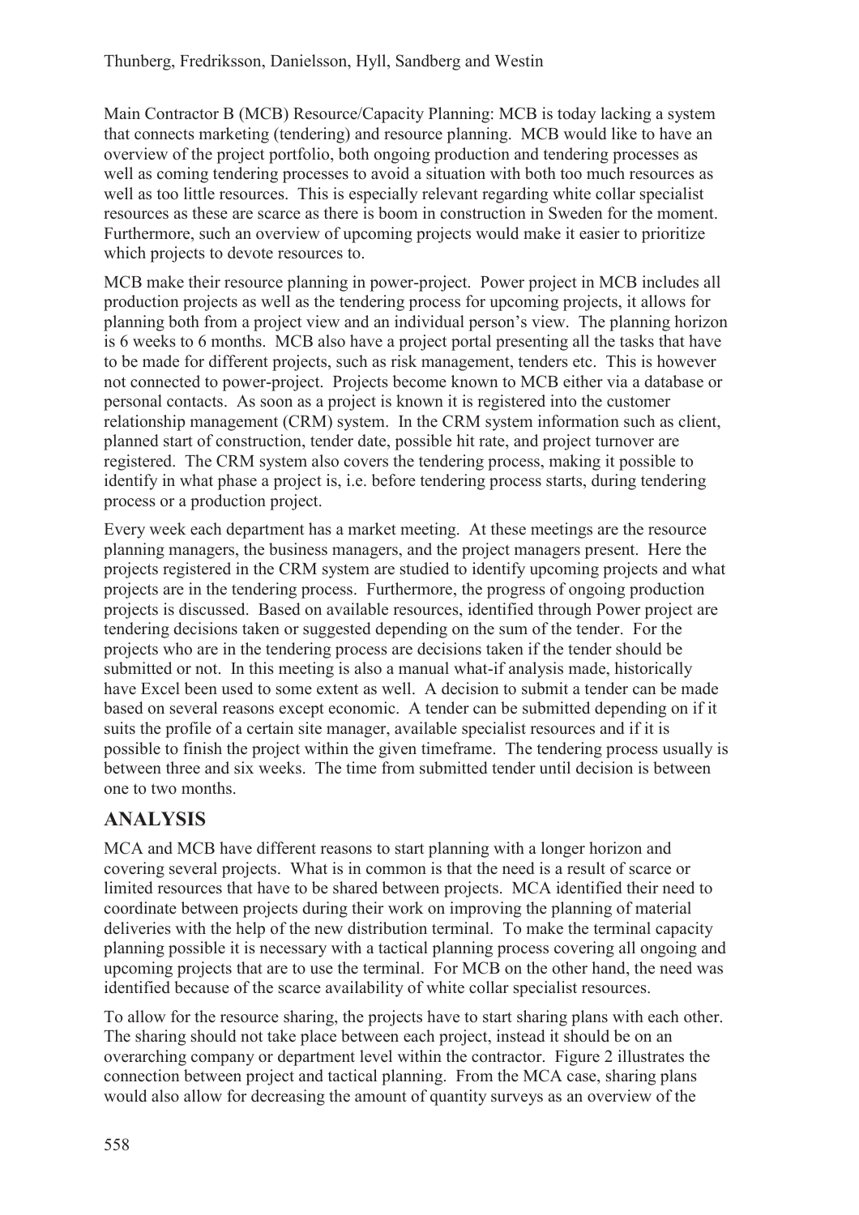Main Contractor B (MCB) Resource/Capacity Planning: MCB is today lacking a system that connects marketing (tendering) and resource planning. MCB would like to have an overview of the project portfolio, both ongoing production and tendering processes as well as coming tendering processes to avoid a situation with both too much resources as well as too little resources. This is especially relevant regarding white collar specialist resources as these are scarce as there is boom in construction in Sweden for the moment. Furthermore, such an overview of upcoming projects would make it easier to prioritize which projects to devote resources to.

MCB make their resource planning in power-project. Power project in MCB includes all production projects as well as the tendering process for upcoming projects, it allows for planning both from a project view and an individual person's view. The planning horizon is 6 weeks to 6 months. MCB also have a project portal presenting all the tasks that have to be made for different projects, such as risk management, tenders etc. This is however not connected to power-project. Projects become known to MCB either via a database or personal contacts. As soon as a project is known it is registered into the customer relationship management (CRM) system. In the CRM system information such as client, planned start of construction, tender date, possible hit rate, and project turnover are registered. The CRM system also covers the tendering process, making it possible to identify in what phase a project is, i.e. before tendering process starts, during tendering process or a production project.

Every week each department has a market meeting. At these meetings are the resource planning managers, the business managers, and the project managers present. Here the projects registered in the CRM system are studied to identify upcoming projects and what projects are in the tendering process. Furthermore, the progress of ongoing production projects is discussed. Based on available resources, identified through Power project are tendering decisions taken or suggested depending on the sum of the tender. For the projects who are in the tendering process are decisions taken if the tender should be submitted or not. In this meeting is also a manual what-if analysis made, historically have Excel been used to some extent as well. A decision to submit a tender can be made based on several reasons except economic. A tender can be submitted depending on if it suits the profile of a certain site manager, available specialist resources and if it is possible to finish the project within the given timeframe. The tendering process usually is between three and six weeks. The time from submitted tender until decision is between one to two months.

## ANALYSIS

MCA and MCB have different reasons to start planning with a longer horizon and covering several projects. What is in common is that the need is a result of scarce or limited resources that have to be shared between projects. MCA identified their need to coordinate between projects during their work on improving the planning of material deliveries with the help of the new distribution terminal. To make the terminal capacity planning possible it is necessary with a tactical planning process covering all ongoing and upcoming projects that are to use the terminal. For MCB on the other hand, the need was identified because of the scarce availability of white collar specialist resources.

To allow for the resource sharing, the projects have to start sharing plans with each other. The sharing should not take place between each project, instead it should be on an overarching company or department level within the contractor. Figure 2 illustrates the connection between project and tactical planning. From the MCA case, sharing plans would also allow for decreasing the amount of quantity surveys as an overview of the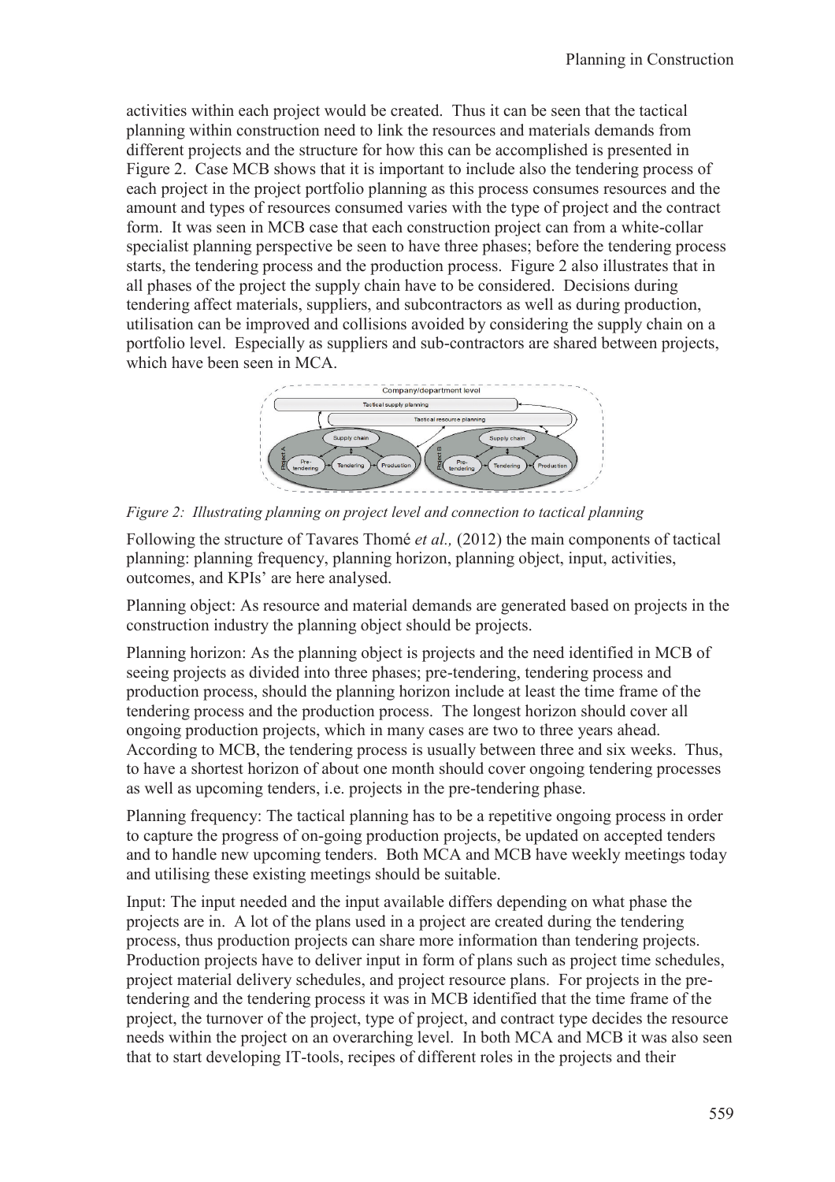activities within each project would be created. Thus it can be seen that the tactical planning within construction need to link the resources and materials demands from different projects and the structure for how this can be accomplished is presented in Figure 2. Case MCB shows that it is important to include also the tendering process of each project in the project portfolio planning as this process consumes resources and the amount and types of resources consumed varies with the type of project and the contract form. It was seen in MCB case that each construction project can from a white-collar specialist planning perspective be seen to have three phases; before the tendering process starts, the tendering process and the production process. Figure 2 also illustrates that in all phases of the project the supply chain have to be considered. Decisions during tendering affect materials, suppliers, and subcontractors as well as during production, utilisation can be improved and collisions avoided by considering the supply chain on a portfolio level. Especially as suppliers and sub-contractors are shared between projects, which have been seen in MCA.

*Figure 2: Illustrating planning on project level and connection to tactical planning*

Following the structure of Tavares Thomé *et al.,* (2012) the main components of tactical planning: planning frequency, planning horizon, planning object, input, activities, outcomes, and KPIs' are here analysed.

Planning object: As resource and material demands are generated based on projects in the construction industry the planning object should be projects.

Planning horizon: As the planning object is projects and the need identified in MCB of seeing projects as divided into three phases; pre-tendering, tendering process and production process, should the planning horizon include at least the time frame of the tendering process and the production process. The longest horizon should cover all ongoing production projects, which in many cases are two to three years ahead. According to MCB, the tendering process is usually between three and six weeks. Thus, to have a shortest horizon of about one month should cover ongoing tendering processes as well as upcoming tenders, i.e. projects in the pre-tendering phase.

Planning frequency: The tactical planning has to be a repetitive ongoing process in order to capture the progress of on-going production projects, be updated on accepted tenders and to handle new upcoming tenders. Both MCA and MCB have weekly meetings today and utilising these existing meetings should be suitable.

Input: The input needed and the input available differs depending on what phase the projects are in. A lot of the plans used in a project are created during the tendering process, thus production projects can share more information than tendering projects. Production projects have to deliver input in form of plans such as project time schedules, project material delivery schedules, and project resource plans. For projects in the pre-tendering and the tendering process it was in MCB identified that the time frame of the project, the turnover of the project, type of project, and contract type decides the resource needs within the project on an overarching level. In both MCA and MCB it was also seen that to start developing IT-tools, recipes of different roles in the projects and their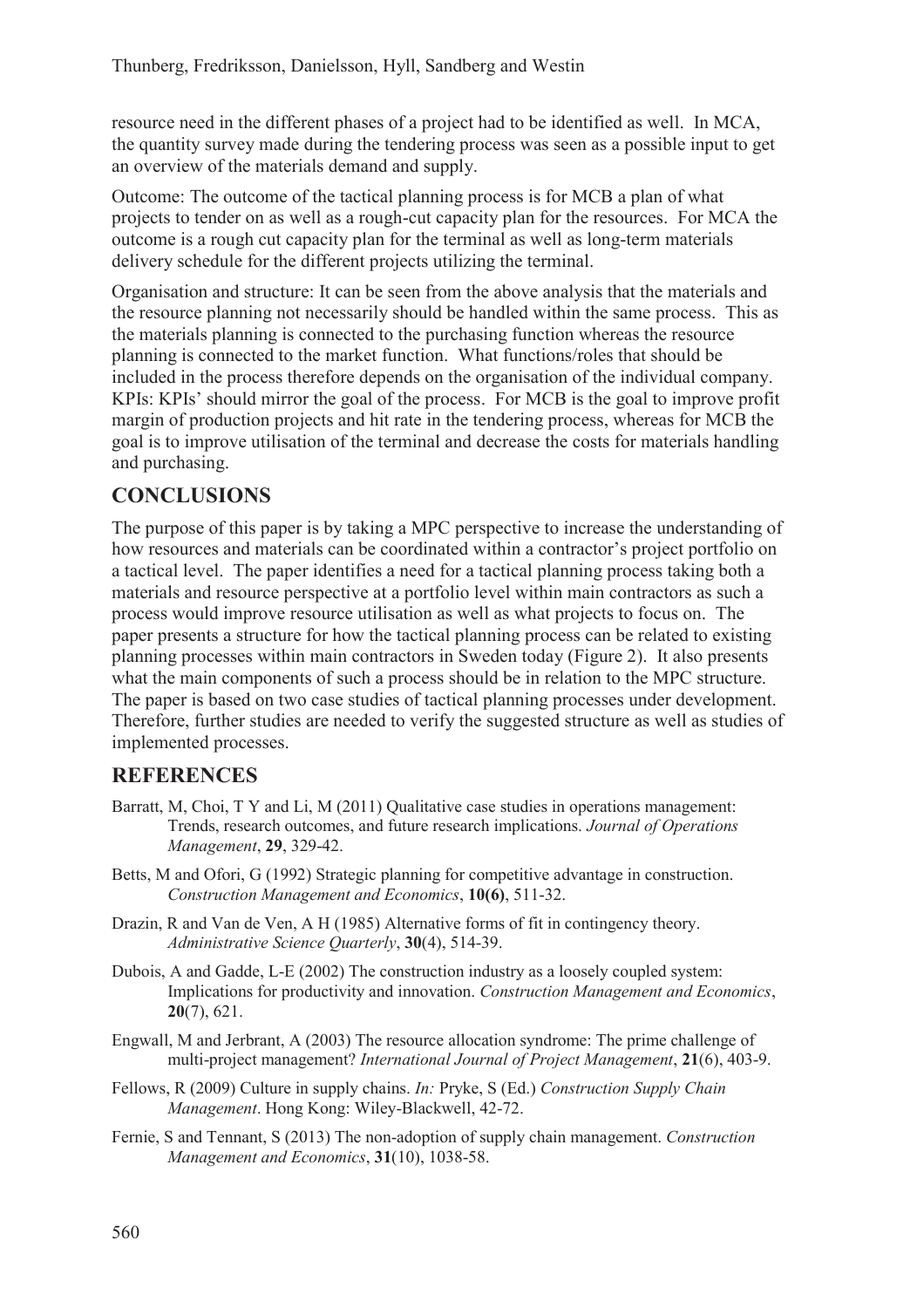resource need in the different phases of a project had to be identified as well. In MCA, the quantity survey made during the tendering process was seen as a possible input to get an overview of the materials demand and supply.

Outcome: The outcome of the tactical planning process is for MCB a plan of what projects to tender on as well as a rough-cut capacity plan for the resources. For MCA the outcome is a rough cut capacity plan for the terminal as well as long-term materials delivery schedule for the different projects utilizing the terminal.

Organisation and structure: It can be seen from the above analysis that the materials and the resource planning not necessarily should be handled within the same process. This as the materials planning is connected to the purchasing function whereas the resource planning is connected to the market function. What functions/roles that should be included in the process therefore depends on the organisation of the individual company. KPIs: KPIs' should mirror the goal of the process. For MCB is the goal to improve profit margin of production projects and hit rate in the tendering process, whereas for MCB the goal is to improve utilisation of the terminal and decrease the costs for materials handling and purchasing.

## CONCLUSIONS

The purpose of this paper is by taking a MPC perspective to increase the understanding of how resources and materials can be coordinated within a contractor's project portfolio on a tactical level. The paper identifies a need for a tactical planning process taking both a materials and resource perspective at a portfolio level within main contractors as such a process would improve resource utilisation as well as what projects to focus on. The paper presents a structure for how the tactical planning process can be related to existing planning processes within main contractors in Sweden today (Figure 2). It also presents what the main components of such a process should be in relation to the MPC structure. The paper is based on two case studies of tactical planning processes under development. Therefore, further studies are needed to verify the suggested structure as well as studies of implemented processes.

## REFERENCES

Barratt, M, Choi, T Y and Li, M (2011) Qualitative case studies in operations management: Trends, research outcomes, and future research implications. *Journal of Operations Management*, **29**, 329-42.

Betts, M and Ofori, G (1992) Strategic planning for competitive advantage in construction. *Construction Management and Economics*, **10(6)**, 511-32.

Drazin, R and Van de Ven, A H (1985) Alternative forms of fit in contingency theory. *Administrative Science Quarterly*, **30**(4), 514-39.

Dubois, A and Gadde, L-E (2002) The construction industry as a loosely coupled system: Implications for productivity and innovation. *Construction Management and Economics*, **20**(7), 621.

Engwall, M and Jerbrant, A (2003) The resource allocation syndrome: The prime challenge of multi-project management? *International Journal of Project Management*, **21**(6), 403-9.

Fellows, R (2009) Culture in supply chains. *In:* Pryke, S (Ed.) *Construction Supply Chain Management*. Hong Kong: Wiley-Blackwell, 42-72.

Fernie, S and Tennant, S (2013) The non-adoption of supply chain management. *Construction Management and Economics*, **31**(10), 1038-58.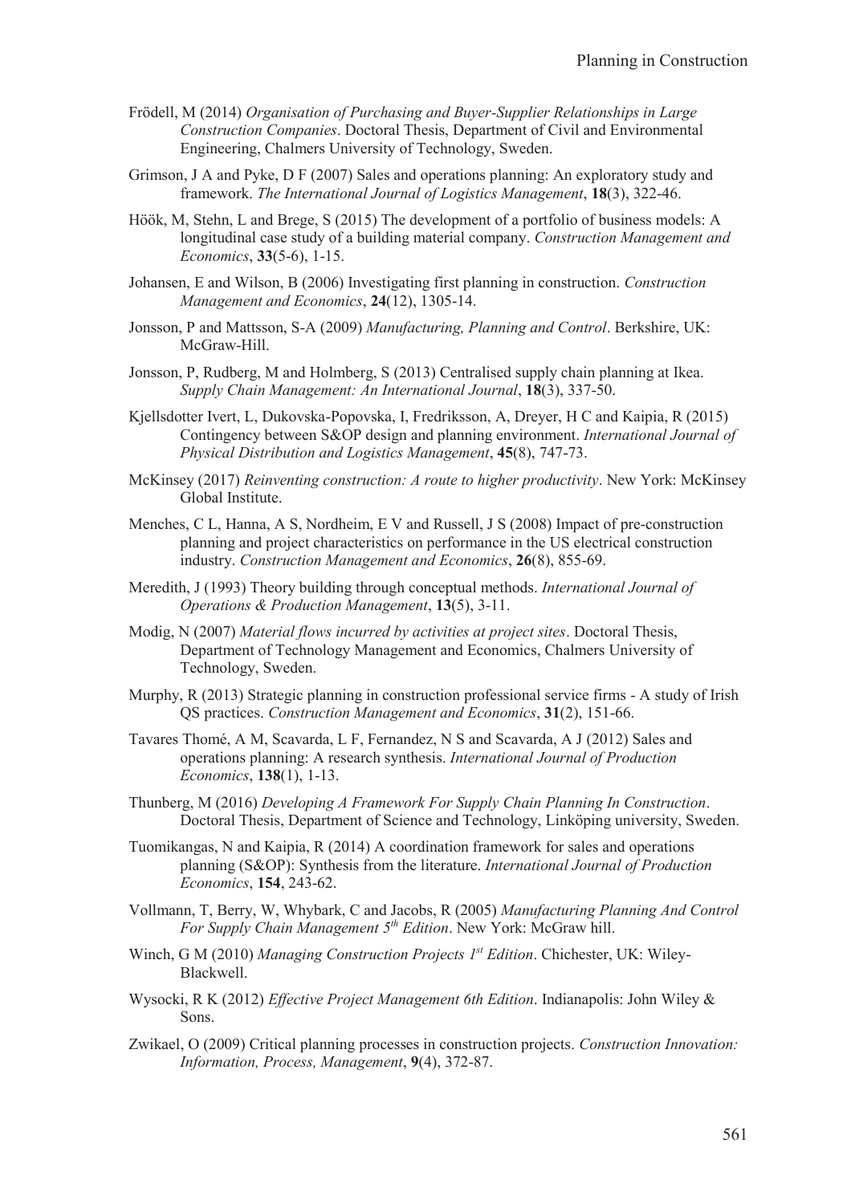Frödell, M (2014) *Organisation of Purchasing and Buyer-Supplier Relationships in Large Construction Companies*. Doctoral Thesis, Department of Civil and Environmental Engineering, Chalmers University of Technology, Sweden.

Grimson, J A and Pyke, D F (2007) Sales and operations planning: An exploratory study and framework. *The International Journal of Logistics Management*, **18**(3), 322-46.

Höök, M, Stehn, L and Brege, S (2015) The development of a portfolio of business models: A longitudinal case study of a building material company. *Construction Management and Economics*, **33**(5-6), 1-15.

Johansen, E and Wilson, B (2006) Investigating first planning in construction. *Construction Management and Economics*, **24**(12), 1305-14.

Jonsson, P and Mattsson, S-A (2009) *Manufacturing, Planning and Control*. Berkshire, UK: McGraw-Hill.

Jonsson, P, Rudberg, M and Holmberg, S (2013) Centralised supply chain planning at Ikea. *Supply Chain Management: An International Journal*, **18**(3), 337-50.

Kjellsdotter Ivert, L, Dukovska-Popovska, I, Fredriksson, A, Dreyer, H C and Kaipia, R (2015) Contingency between S&OP design and planning environment. *International Journal of Physical Distribution and Logistics Management*, **45**(8), 747-73.

McKinsey (2017) *Reinventing construction: A route to higher productivity*. New York: McKinsey Global Institute.

Menches, C L, Hanna, A S, Nordheim, E V and Russell, J S (2008) Impact of pre-construction planning and project characteristics on performance in the US electrical construction industry. *Construction Management and Economics*, **26**(8), 855-69.

Meredith, J (1993) Theory building through conceptual methods. *International Journal of Operations & Production Management*, **13**(5), 3-11.

Modig, N (2007) *Material flows incurred by activities at project sites*. Doctoral Thesis, Department of Technology Management and Economics, Chalmers University of Technology, Sweden.

Murphy, R (2013) Strategic planning in construction professional service firms - A study of Irish QS practices. *Construction Management and Economics*, **31**(2), 151-66.

Tavares Thomé, A M, Scavarda, L F, Fernandez, N S and Scavarda, A J (2012) Sales and operations planning: A research synthesis. *International Journal of Production Economics*, **138**(1), 1-13.

Thunberg, M (2016) *Developing A Framework For Supply Chain Planning In Construction*. Doctoral Thesis, Department of Science and Technology, Linköping university, Sweden.

Tuomikangas, N and Kaipia, R (2014) A coordination framework for sales and operations planning (S&OP): Synthesis from the literature. *International Journal of Production Economics*, **154**, 243-62.

Vollmann, T, Berry, W, Whybark, C and Jacobs, R (2005) *Manufacturing Planning And Control For Supply Chain Management 5th Edition*. New York: McGraw hill.

Winch, G M (2010) *Managing Construction Projects 1st Edition*. Chichester, UK: Wiley-Blackwell.

Wysocki, R K (2012) *Effective Project Management 6th Edition*. Indianapolis: John Wiley & Sons.

Zwikael, O (2009) Critical planning processes in construction projects. *Construction Innovation: Information, Process, Management*, **9**(4), 372-87.